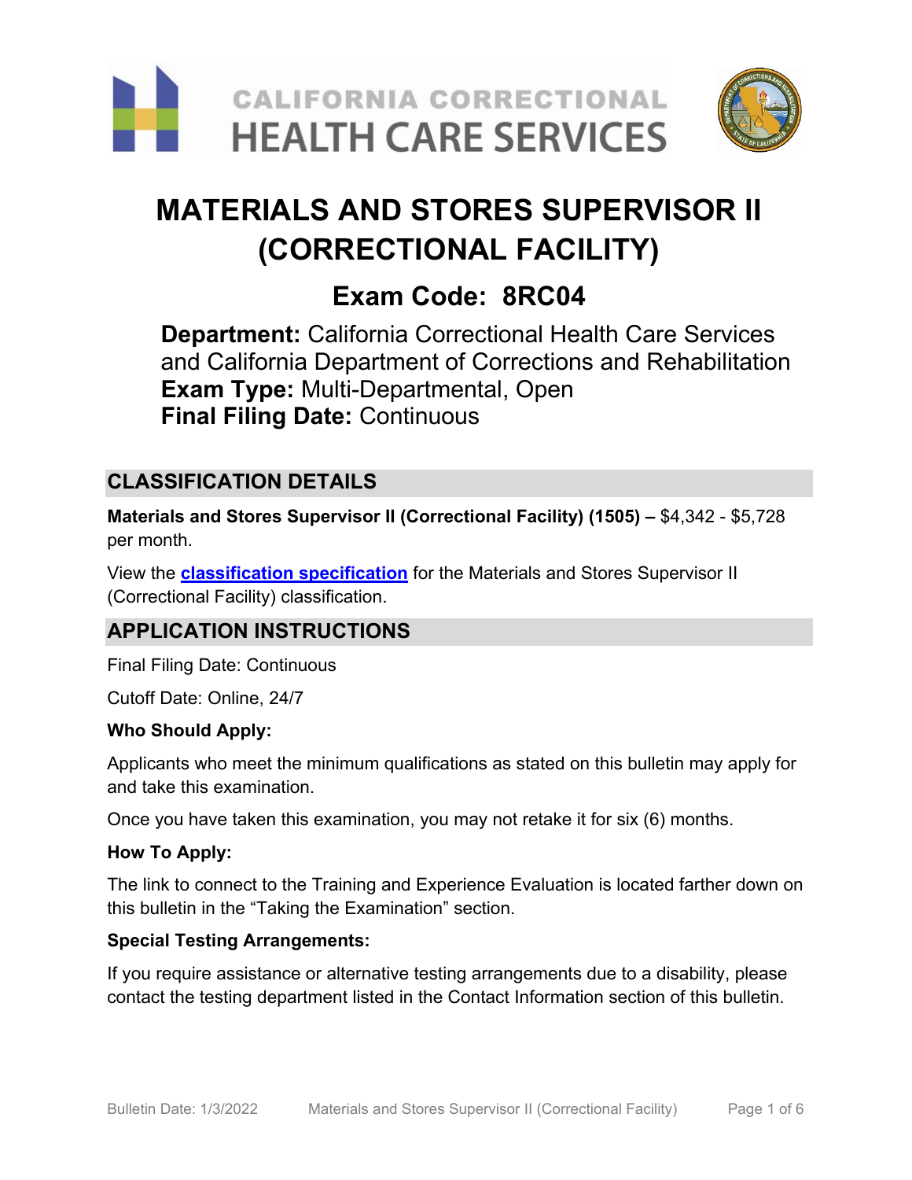# MATERIALS AND STORES SUPERVISOR II (CORRECTIONAL FACILITY)

## Exam Code: 8RC04

**Department:** California Correctional Health Care Services and California Department of Corrections and Rehabilitation
**Exam Type:** Multi-Departmental, Open
**Final Filing Date:** Continuous

## CLASSIFICATION DETAILS

**Materials and Stores Supervisor II (Correctional Facility) (1505) –** $4,342 - $5,728 per month.

View the **classification specification** for the Materials and Stores Supervisor II (Correctional Facility) classification.

## APPLICATION INSTRUCTIONS

Final Filing Date: Continuous

Cutoff Date: Online, 24/7

**Who Should Apply:**

Applicants who meet the minimum qualifications as stated on this bulletin may apply for and take this examination.

Once you have taken this examination, you may not retake it for six (6) months.

**How To Apply:**

The link to connect to the Training and Experience Evaluation is located farther down on this bulletin in the "Taking the Examination" section.

**Special Testing Arrangements:**

If you require assistance or alternative testing arrangements due to a disability, please contact the testing department listed in the Contact Information section of this bulletin.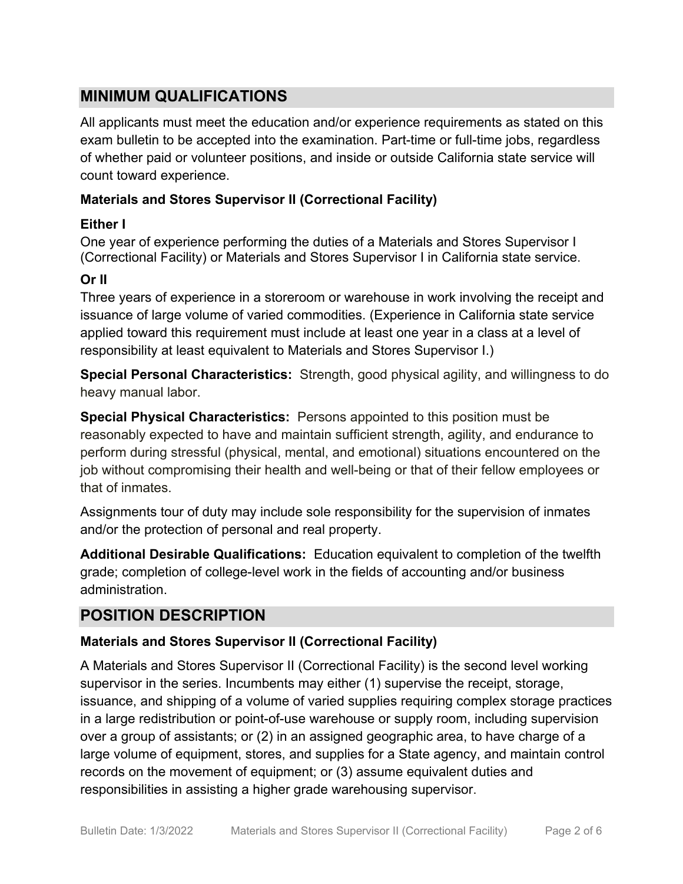## MINIMUM QUALIFICATIONS

All applicants must meet the education and/or experience requirements as stated on this exam bulletin to be accepted into the examination. Part-time or full-time jobs, regardless of whether paid or volunteer positions, and inside or outside California state service will count toward experience.

### Materials and Stores Supervisor II (Correctional Facility)

**Either I**

One year of experience performing the duties of a Materials and Stores Supervisor I (Correctional Facility) or Materials and Stores Supervisor I in California state service.

**Or II**

Three years of experience in a storeroom or warehouse in work involving the receipt and issuance of large volume of varied commodities. (Experience in California state service applied toward this requirement must include at least one year in a class at a level of responsibility at least equivalent to Materials and Stores Supervisor I.)

**Special Personal Characteristics:** Strength, good physical agility, and willingness to do heavy manual labor.

**Special Physical Characteristics:** Persons appointed to this position must be reasonably expected to have and maintain sufficient strength, agility, and endurance to perform during stressful (physical, mental, and emotional) situations encountered on the job without compromising their health and well-being or that of their fellow employees or that of inmates.

Assignments tour of duty may include sole responsibility for the supervision of inmates and/or the protection of personal and real property.

**Additional Desirable Qualifications:** Education equivalent to completion of the twelfth grade; completion of college-level work in the fields of accounting and/or business administration.

## POSITION DESCRIPTION

### Materials and Stores Supervisor II (Correctional Facility)

A Materials and Stores Supervisor II (Correctional Facility) is the second level working supervisor in the series. Incumbents may either (1) supervise the receipt, storage, issuance, and shipping of a volume of varied supplies requiring complex storage practices in a large redistribution or point-of-use warehouse or supply room, including supervision over a group of assistants; or (2) in an assigned geographic area, to have charge of a large volume of equipment, stores, and supplies for a State agency, and maintain control records on the movement of equipment; or (3) assume equivalent duties and responsibilities in assisting a higher grade warehousing supervisor.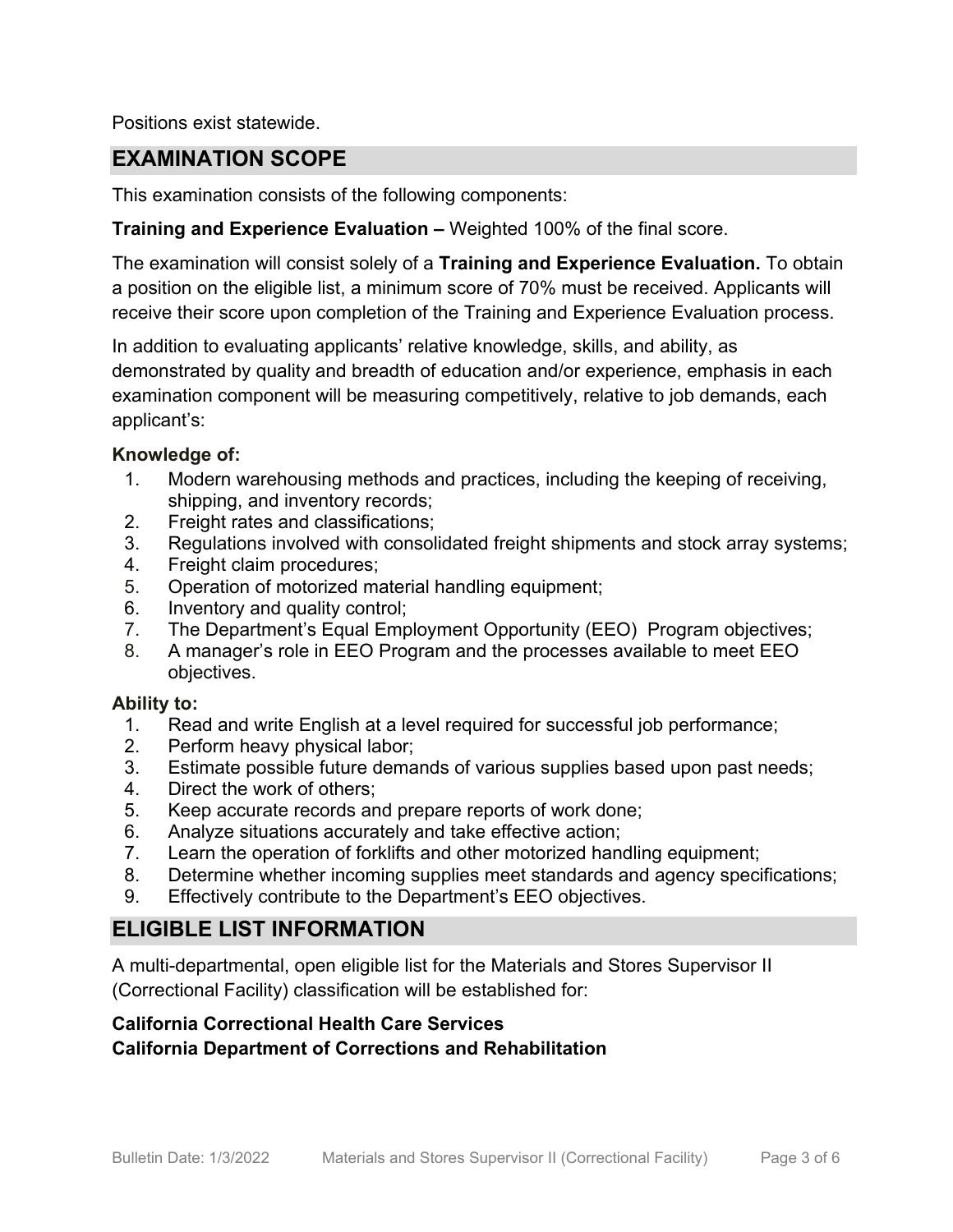Positions exist statewide.

## EXAMINATION SCOPE

This examination consists of the following components:

**Training and Experience Evaluation –** Weighted 100% of the final score.

The examination will consist solely of a **Training and Experience Evaluation.** To obtain a position on the eligible list, a minimum score of 70% must be received. Applicants will receive their score upon completion of the Training and Experience Evaluation process.

In addition to evaluating applicants' relative knowledge, skills, and ability, as demonstrated by quality and breadth of education and/or experience, emphasis in each examination component will be measuring competitively, relative to job demands, each applicant's:

**Knowledge of:**

1. Modern warehousing methods and practices, including the keeping of receiving, shipping, and inventory records;
2. Freight rates and classifications;
3. Regulations involved with consolidated freight shipments and stock array systems;
4. Freight claim procedures;
5. Operation of motorized material handling equipment;
6. Inventory and quality control;
7. The Department's Equal Employment Opportunity (EEO) Program objectives;
8. A manager's role in EEO Program and the processes available to meet EEO objectives.

**Ability to:**

1. Read and write English at a level required for successful job performance;
2. Perform heavy physical labor;
3. Estimate possible future demands of various supplies based upon past needs;
4. Direct the work of others;
5. Keep accurate records and prepare reports of work done;
6. Analyze situations accurately and take effective action;
7. Learn the operation of forklifts and other motorized handling equipment;
8. Determine whether incoming supplies meet standards and agency specifications;
9. Effectively contribute to the Department's EEO objectives.

## ELIGIBLE LIST INFORMATION

A multi-departmental, open eligible list for the Materials and Stores Supervisor II (Correctional Facility) classification will be established for:

**California Correctional Health Care Services**
**California Department of Corrections and Rehabilitation**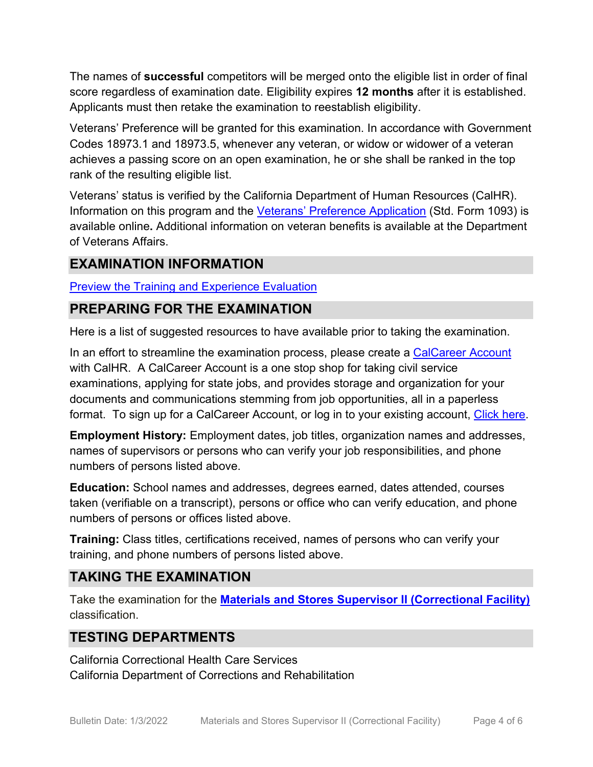The names of **successful** competitors will be merged onto the eligible list in order of final score regardless of examination date. Eligibility expires **12 months** after it is established. Applicants must then retake the examination to reestablish eligibility.

Veterans' Preference will be granted for this examination. In accordance with Government Codes 18973.1 and 18973.5, whenever any veteran, or widow or widower of a veteran achieves a passing score on an open examination, he or she shall be ranked in the top rank of the resulting eligible list.

Veterans' status is verified by the California Department of Human Resources (CalHR). Information on this program and the Veterans' Preference Application (Std. Form 1093) is available online**.** Additional information on veteran benefits is available at the Department of Veterans Affairs.

## EXAMINATION INFORMATION

Preview the Training and Experience Evaluation

## PREPARING FOR THE EXAMINATION

Here is a list of suggested resources to have available prior to taking the examination.

In an effort to streamline the examination process, please create a CalCareer Account with CalHR. A CalCareer Account is a one stop shop for taking civil service examinations, applying for state jobs, and provides storage and organization for your documents and communications stemming from job opportunities, all in a paperless format. To sign up for a CalCareer Account, or log in to your existing account, Click here.

**Employment History:** Employment dates, job titles, organization names and addresses, names of supervisors or persons who can verify your job responsibilities, and phone numbers of persons listed above.

**Education:** School names and addresses, degrees earned, dates attended, courses taken (verifiable on a transcript), persons or office who can verify education, and phone numbers of persons or offices listed above.

**Training:** Class titles, certifications received, names of persons who can verify your training, and phone numbers of persons listed above.

## TAKING THE EXAMINATION

Take the examination for the **Materials and Stores Supervisor II (Correctional Facility)** classification.

## TESTING DEPARTMENTS

California Correctional Health Care Services
California Department of Corrections and Rehabilitation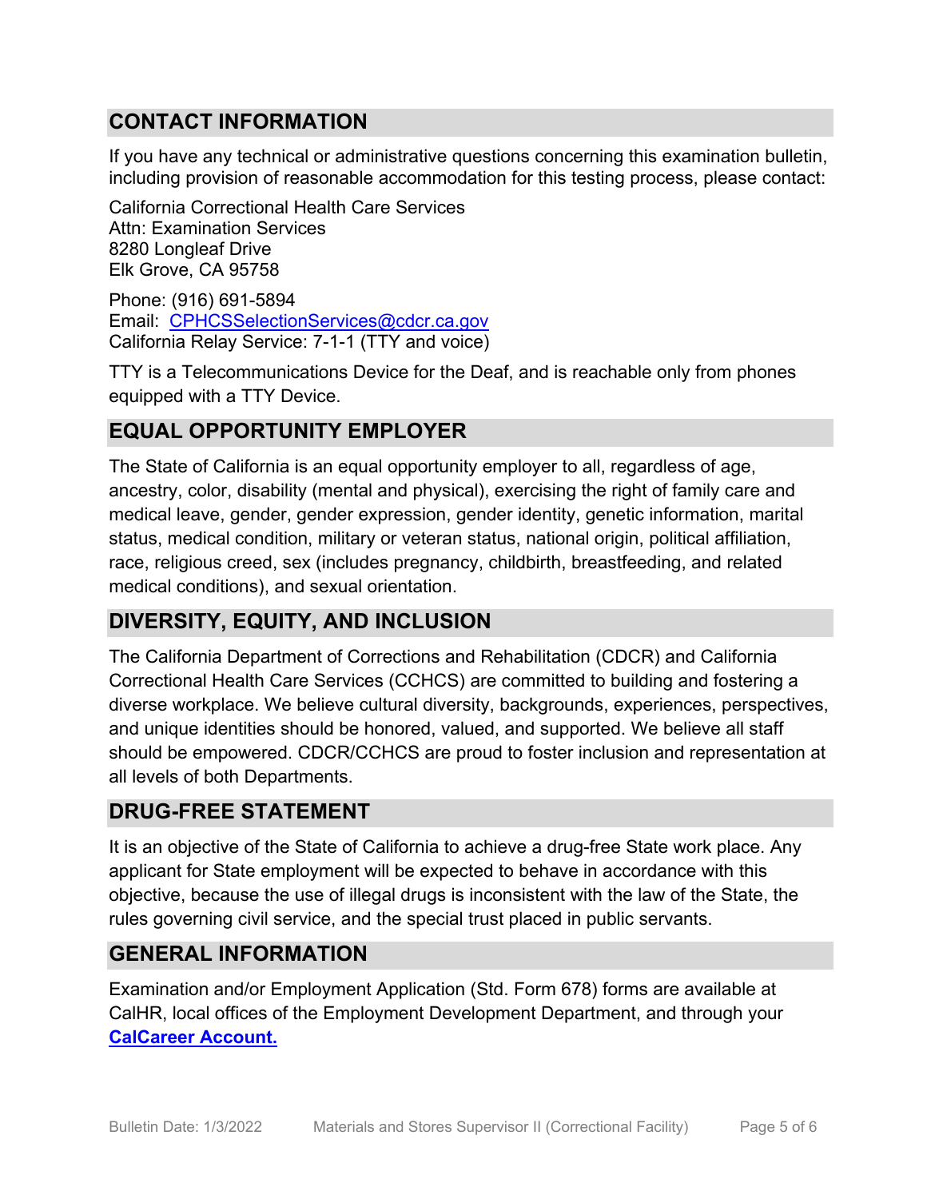## CONTACT INFORMATION

If you have any technical or administrative questions concerning this examination bulletin, including provision of reasonable accommodation for this testing process, please contact:

California Correctional Health Care Services
Attn: Examination Services
8280 Longleaf Drive
Elk Grove, CA 95758

Phone: (916) 691-5894
Email: [CPHCSSelectionServices@cdcr.ca.gov](mailto:CPHCSSelectionServices@cdcr.ca.gov)
California Relay Service: 7-1-1 (TTY and voice)

TTY is a Telecommunications Device for the Deaf, and is reachable only from phones equipped with a TTY Device.

## EQUAL OPPORTUNITY EMPLOYER

The State of California is an equal opportunity employer to all, regardless of age, ancestry, color, disability (mental and physical), exercising the right of family care and medical leave, gender, gender expression, gender identity, genetic information, marital status, medical condition, military or veteran status, national origin, political affiliation, race, religious creed, sex (includes pregnancy, childbirth, breastfeeding, and related medical conditions), and sexual orientation.

## DIVERSITY, EQUITY, AND INCLUSION

The California Department of Corrections and Rehabilitation (CDCR) and California Correctional Health Care Services (CCHCS) are committed to building and fostering a diverse workplace. We believe cultural diversity, backgrounds, experiences, perspectives, and unique identities should be honored, valued, and supported. We believe all staff should be empowered. CDCR/CCHCS are proud to foster inclusion and representation at all levels of both Departments.

## DRUG-FREE STATEMENT

It is an objective of the State of California to achieve a drug-free State work place. Any applicant for State employment will be expected to behave in accordance with this objective, because the use of illegal drugs is inconsistent with the law of the State, the rules governing civil service, and the special trust placed in public servants.

## GENERAL INFORMATION

Examination and/or Employment Application (Std. Form 678) forms are available at CalHR, local offices of the Employment Development Department, and through your **CalCareer Account.**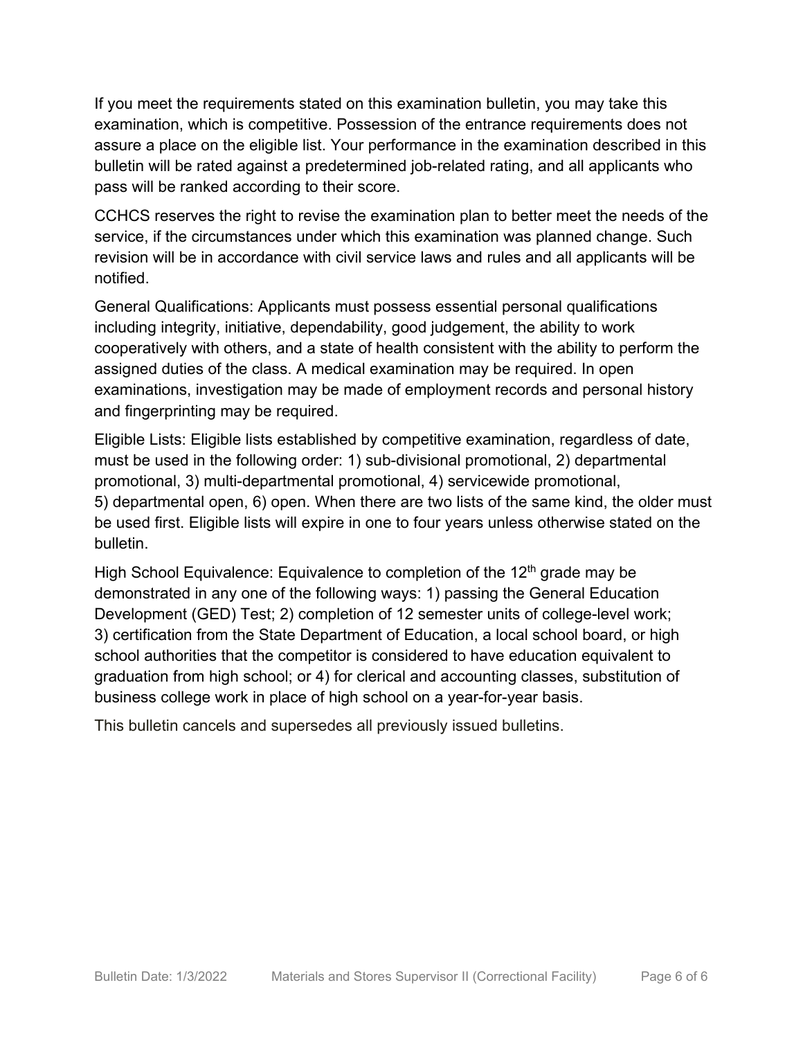If you meet the requirements stated on this examination bulletin, you may take this examination, which is competitive. Possession of the entrance requirements does not assure a place on the eligible list. Your performance in the examination described in this bulletin will be rated against a predetermined job-related rating, and all applicants who pass will be ranked according to their score.

CCHCS reserves the right to revise the examination plan to better meet the needs of the service, if the circumstances under which this examination was planned change. Such revision will be in accordance with civil service laws and rules and all applicants will be notified.

General Qualifications: Applicants must possess essential personal qualifications including integrity, initiative, dependability, good judgement, the ability to work cooperatively with others, and a state of health consistent with the ability to perform the assigned duties of the class. A medical examination may be required. In open examinations, investigation may be made of employment records and personal history and fingerprinting may be required.

Eligible Lists: Eligible lists established by competitive examination, regardless of date, must be used in the following order: 1) sub-divisional promotional, 2) departmental promotional, 3) multi-departmental promotional, 4) servicewide promotional, 5) departmental open, 6) open. When there are two lists of the same kind, the older must be used first. Eligible lists will expire in one to four years unless otherwise stated on the bulletin.

High School Equivalence: Equivalence to completion of the 12th grade may be demonstrated in any one of the following ways: 1) passing the General Education Development (GED) Test; 2) completion of 12 semester units of college-level work; 3) certification from the State Department of Education, a local school board, or high school authorities that the competitor is considered to have education equivalent to graduation from high school; or 4) for clerical and accounting classes, substitution of business college work in place of high school on a year-for-year basis.

This bulletin cancels and supersedes all previously issued bulletins.